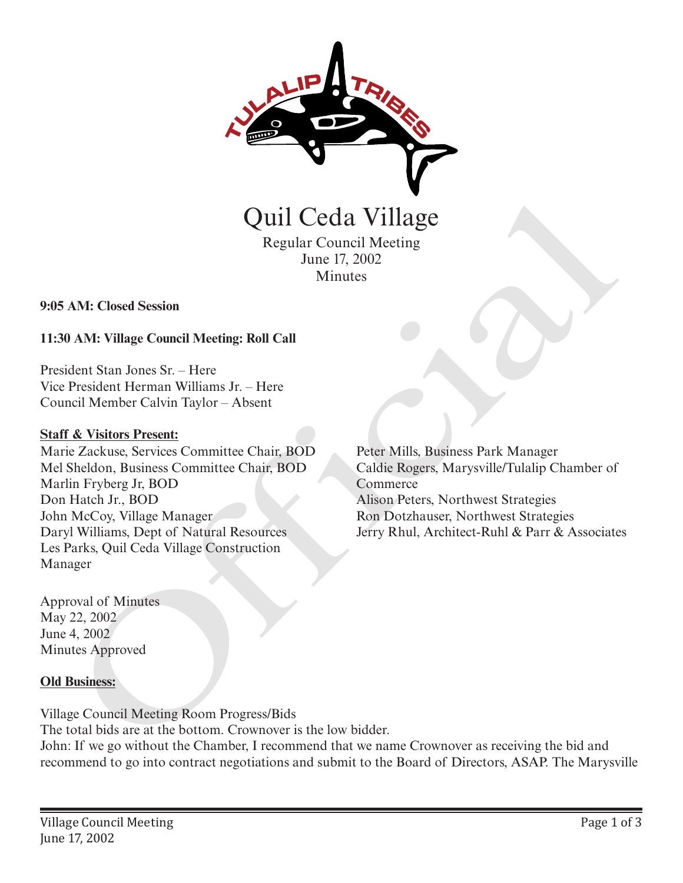# Quil Ceda Village

Regular Council Meeting
June 17, 2002
Minutes

**9:05 AM: Closed Session**

**11:30 AM: Village Council Meeting: Roll Call**

President Stan Jones Sr. – Here
Vice President Herman Williams Jr. – Here
Council Member Calvin Taylor – Absent

**Staff & Visitors Present:**

Marie Zackuse, Services Committee Chair, BOD
Mel Sheldon, Business Committee Chair, BOD
Marlin Fryberg Jr, BOD
Don Hatch Jr., BOD
John McCoy, Village Manager
Daryl Williams, Dept of Natural Resources
Les Parks, Quil Ceda Village Construction Manager
Peter Mills, Business Park Manager
Caldie Rogers, Marysville/Tulalip Chamber of Commerce
Alison Peters, Northwest Strategies
Ron Dotzhauser, Northwest Strategies
Jerry Rhul, Architect-Ruhl & Parr & Associates

Approval of Minutes
May 22, 2002
June 4, 2002
Minutes Approved

**Old Business:**

Village Council Meeting Room Progress/Bids
The total bids are at the bottom. Crownover is the low bidder.
John: If we go without the Chamber, I recommend that we name Crownover as receiving the bid and recommend to go into contract negotiations and submit to the Board of Directors, ASAP. The Marysville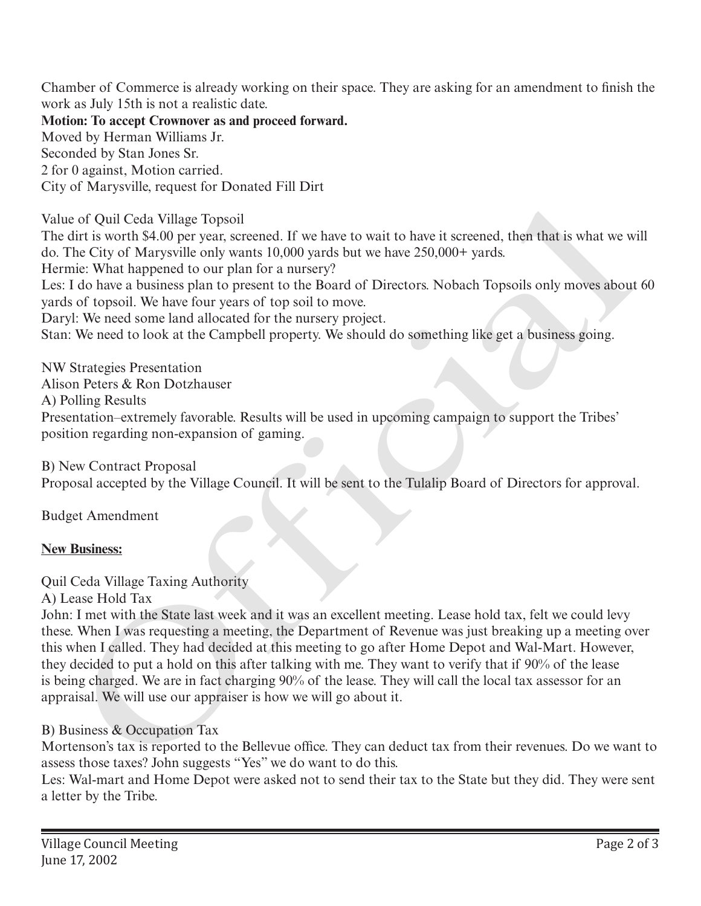Chamber of Commerce is already working on their space. They are asking for an amendment to finish the work as July 15th is not a realistic date.

**Motion: To accept Crownover as and proceed forward.**
Moved by Herman Williams Jr.
Seconded by Stan Jones Sr.
2 for 0 against, Motion carried.
City of Marysville, request for Donated Fill Dirt

Value of Quil Ceda Village Topsoil
The dirt is worth $4.00 per year, screened. If we have to wait to have it screened, then that is what we will do. The City of Marysville only wants 10,000 yards but we have 250,000+ yards.
Hermie: What happened to our plan for a nursery?
Les: I do have a business plan to present to the Board of Directors. Nobach Topsoils only moves about 60 yards of topsoil. We have four years of top soil to move.
Daryl: We need some land allocated for the nursery project.
Stan: We need to look at the Campbell property. We should do something like get a business going.

NW Strategies Presentation
Alison Peters & Ron Dotzhauser
A) Polling Results
Presentation–extremely favorable. Results will be used in upcoming campaign to support the Tribes' position regarding non-expansion of gaming.

B) New Contract Proposal
Proposal accepted by the Village Council. It will be sent to the Tulalip Board of Directors for approval.

Budget Amendment

**New Business:**

Quil Ceda Village Taxing Authority
A) Lease Hold Tax
John: I met with the State last week and it was an excellent meeting. Lease hold tax, felt we could levy these. When I was requesting a meeting, the Department of Revenue was just breaking up a meeting over this when I called. They had decided at this meeting to go after Home Depot and Wal-Mart. However, they decided to put a hold on this after talking with me. They want to verify that if 90% of the lease is being charged. We are in fact charging 90% of the lease. They will call the local tax assessor for an appraisal. We will use our appraiser is how we will go about it.

B) Business & Occupation Tax
Mortenson's tax is reported to the Bellevue office. They can deduct tax from their revenues. Do we want to assess those taxes? John suggests "Yes" we do want to do this.
Les: Wal-mart and Home Depot were asked not to send their tax to the State but they did. They were sent a letter by the Tribe.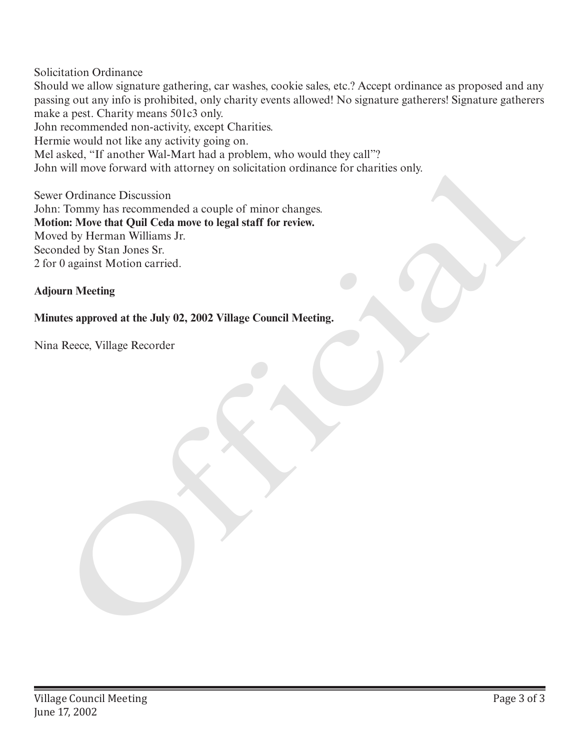Solicitation Ordinance

Should we allow signature gathering, car washes, cookie sales, etc.? Accept ordinance as proposed and any passing out any info is prohibited, only charity events allowed! No signature gatherers! Signature gatherers make a pest. Charity means 501c3 only.

John recommended non-activity, except Charities.

Hermie would not like any activity going on.

Mel asked, "If another Wal-Mart had a problem, who would they call"?

John will move forward with attorney on solicitation ordinance for charities only.

Sewer Ordinance Discussion

John: Tommy has recommended a couple of minor changes.

**Motion: Move that Quil Ceda move to legal staff for review.**

Moved by Herman Williams Jr.

Seconded by Stan Jones Sr.

2 for 0 against Motion carried.

**Adjourn Meeting**

**Minutes approved at the July 02, 2002 Village Council Meeting.**

Nina Reece, Village Recorder